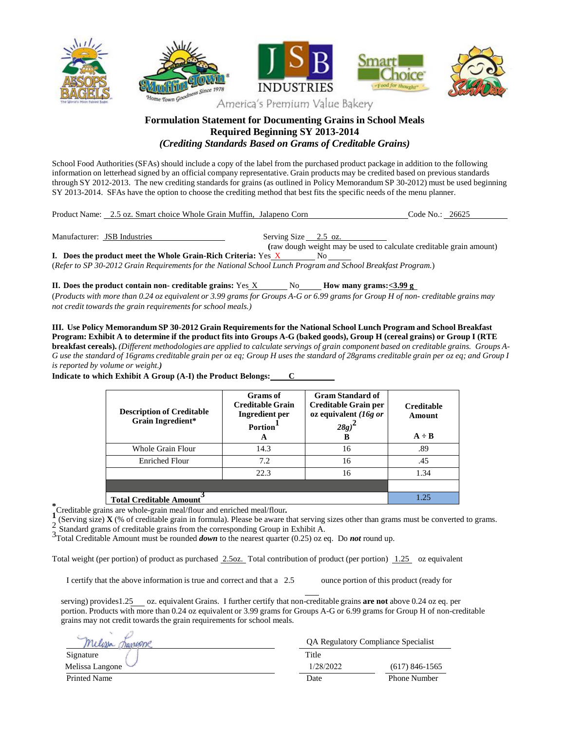America's Premium Value Bakery

## Formulation Statement for Documenting Grains in School Meals
## Required Beginning SY 2013-2014
### *(Crediting Standards Based on Grams of Creditable Grains)*

School Food Authorities (SFAs) should include a copy of the label from the purchased product package in addition to the following information on letterhead signed by an official company representative. Grain products may be credited based on previous standards through SY 2012-2013. The new crediting standards for grains (as outlined in Policy Memorandum SP 30-2012) must be used beginning SY 2013-2014. SFAs have the option to choose the crediting method that best fits the specific needs of the menu planner.

Product Name: 2.5 oz. Smart choice Whole Grain Muffin, Jalapeno Corn    Code No.: 26625

Manufacturer: JSB Industries    Serving Size 2.5 oz.
(raw dough weight may be used to calculate creditable grain amount)

**I. Does the product meet the Whole Grain-Rich Criteria:** Yes X No ____

(*Refer to SP 30-2012 Grain Requirements for the National School Lunch Program and School Breakfast Program.*)

**II. Does the product contain non- creditable grains:** Yes X No ____ **How many grams: <3.99 g**

(*Products with more than 0.24 oz equivalent or 3.99 grams for Groups A-G or 6.99 grams for Group H of non- creditable grains may not credit towards the grain requirements for school meals.)*

**III. Use Policy Memorandum SP 30-2012 Grain Requirements for the National School Lunch Program and School Breakfast Program: Exhibit A to determine if the product fits into Groups A-G (baked goods), Group H (cereal grains) or Group I (RTE breakfast cereals).** *(Different methodologies are applied to calculate servings of grain component based on creditable grains. Groups A-G use the standard of 16grams creditable grain per oz eq; Group H uses the standard of 28grams creditable grain per oz eq; and Group I is reported by volume or weight.)*

**Indicate to which Exhibit A Group (A-I) the Product Belongs:** C

| Description of Creditable Grain Ingredient* | Grams of Creditable Grain Ingredient per Portion[1] A | Gram Standard of Creditable Grain per oz equivalent *(16g or 28g)*[2] B | Creditable Amount A ÷ B |
|---|---|---|---|
| Whole Grain Flour | 14.3 | 16 | .89 |
| Enriched Flour | 7.2 | 16 | .45 |
| | 22.3 | 16 | 1.34 |
| | | | |
| **Total Creditable Amount**[3] | | | 1.25 |

*Creditable grains are whole-grain meal/flour and enriched meal/flour.

[1] (Serving size) **X** (% of creditable grain in formula). Please be aware that serving sizes other than grams must be converted to grams.

[2] Standard grams of creditable grains from the corresponding Group in Exhibit A.

[3] Total Creditable Amount must be rounded ***down*** to the nearest quarter (0.25) oz eq. Do ***not*** round up.

Total weight (per portion) of product as purchased 2.5oz. Total contribution of product (per portion) 1.25 oz equivalent

I certify that the above information is true and correct and that a 2.5 ounce portion of this product (ready for serving) provides 1.25 oz. equivalent Grains. I further certify that non-creditable grains **are not** above 0.24 oz eq. per portion. Products with more than 0.24 oz equivalent or 3.99 grams for Groups A-G or 6.99 grams for Group H of non-creditable grains may not credit towards the grain requirements for school meals.

Melissa Langone
Signature

Melissa Langone
Printed Name

QA Regulatory Compliance Specialist
Title

1/28/2022
Date

(617) 846-1565
Phone Number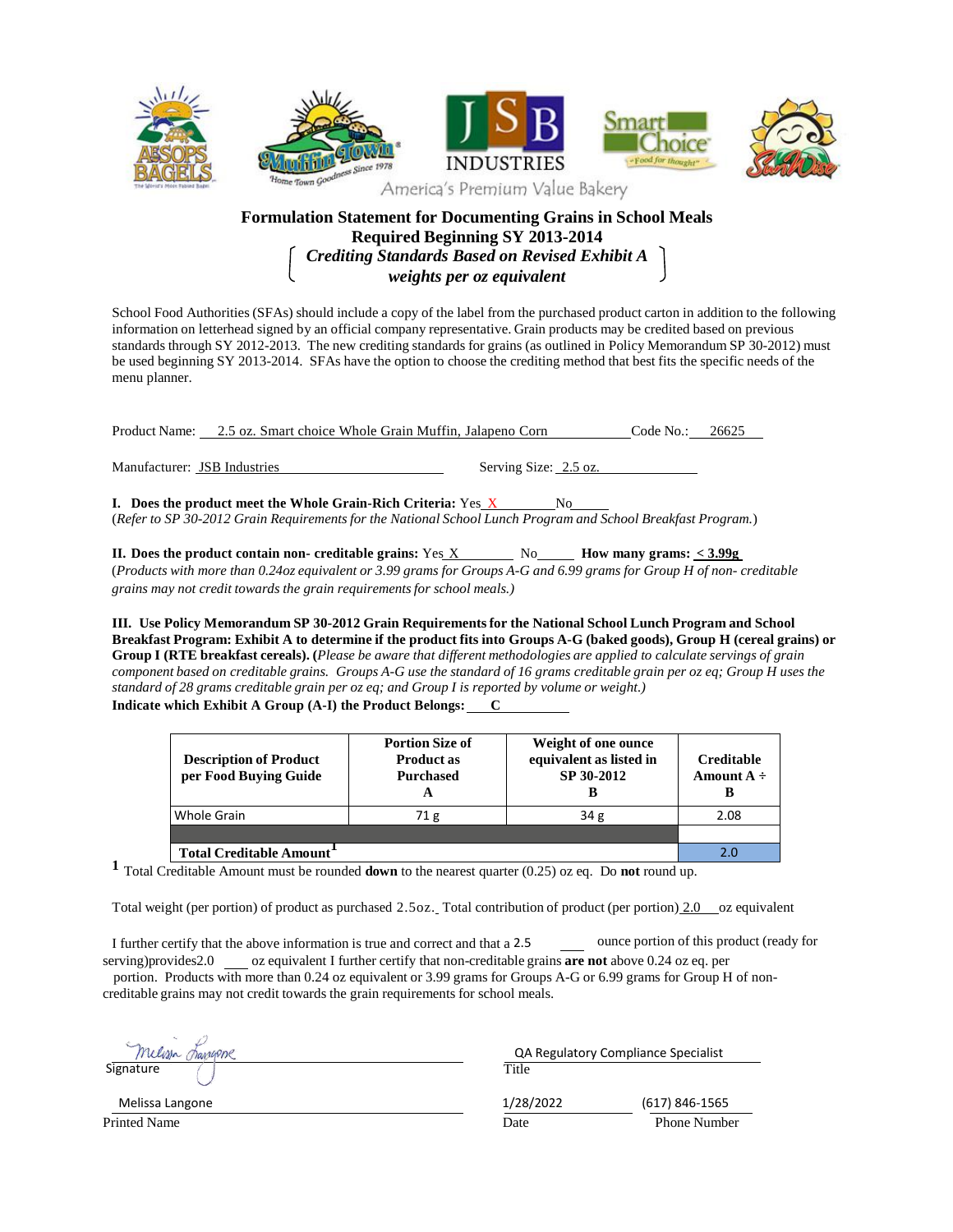# Formulation Statement for Documenting Grains in School Meals
## Required Beginning SY 2013-2014
### *Crediting Standards Based on Revised Exhibit A weights per oz equivalent*

School Food Authorities (SFAs) should include a copy of the label from the purchased product carton in addition to the following information on letterhead signed by an official company representative. Grain products may be credited based on previous standards through SY 2012-2013. The new crediting standards for grains (as outlined in Policy Memorandum SP 30-2012) must be used beginning SY 2013-2014. SFAs have the option to choose the crediting method that best fits the specific needs of the menu planner.

Product Name: 2.5 oz. Smart choice Whole Grain Muffin, Jalapeno Corn Code No.: 26625

Manufacturer: JSB Industries Serving Size: 2.5 oz.

**I. Does the product meet the Whole Grain-Rich Criteria:** Yes X No
(*Refer to SP 30-2012 Grain Requirements for the National School Lunch Program and School Breakfast Program.*)

**II. Does the product contain non- creditable grains:** Yes X No **How many grams: < 3.99g**
(*Products with more than 0.24oz equivalent or 3.99 grams for Groups A-G and 6.99 grams for Group H of non- creditable grains may not credit towards the grain requirements for school meals.)*

**III. Use Policy Memorandum SP 30-2012 Grain Requirements for the National School Lunch Program and School Breakfast Program: Exhibit A to determine if the product fits into Groups A-G (baked goods), Group H (cereal grains) or Group I (RTE breakfast cereals). (***Please be aware that different methodologies are applied to calculate servings of grain component based on creditable grains. Groups A-G use the standard of 16 grams creditable grain per oz eq; Group H uses the standard of 28 grams creditable grain per oz eq; and Group I is reported by volume or weight.)*
**Indicate which Exhibit A Group (A-I) the Product Belongs: C**

| Description of Product per Food Buying Guide | Portion Size of Product as Purchased A | Weight of one ounce equivalent as listed in SP 30-2012 B | Creditable Amount A ÷ B |
|---|---|---|---|
| Whole Grain | 71 g | 34 g | 2.08 |
| | | | |
| **Total Creditable Amount**[1] | | | 2.0 |

[1] Total Creditable Amount must be rounded **down** to the nearest quarter (0.25) oz eq. Do **not** round up.

Total weight (per portion) of product as purchased 2.5oz. Total contribution of product (per portion) 2.0 oz equivalent

I further certify that the above information is true and correct and that a 2.5 ounce portion of this product (ready for serving)provides2.0 oz equivalent I further certify that non-creditable grains **are not** above 0.24 oz eq. per portion. Products with more than 0.24 oz equivalent or 3.99 grams for Groups A-G or 6.99 grams for Group H of non-creditable grains may not credit towards the grain requirements for school meals.

Signature: Melissa Langone
Title: QA Regulatory Compliance Specialist

Printed Name: Melissa Langone
Date: 1/28/2022
Phone Number: (617) 846-1565